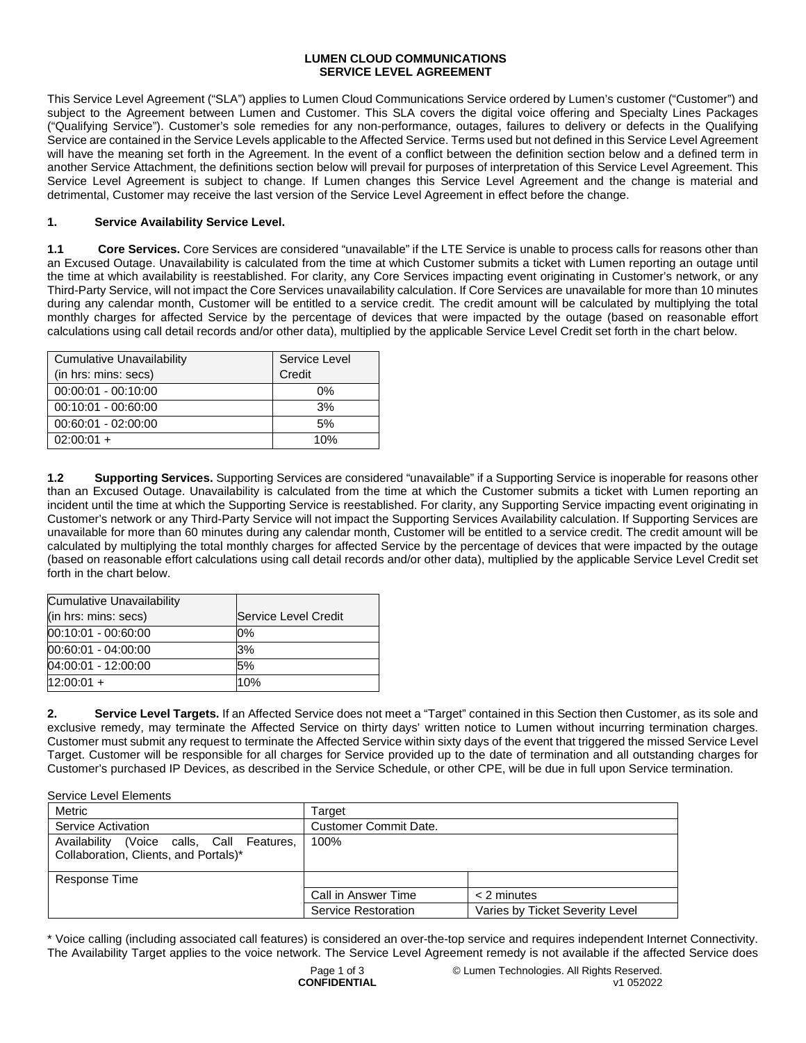# LUMEN CLOUD COMMUNICATIONS
# SERVICE LEVEL AGREEMENT

This Service Level Agreement ("SLA") applies to Lumen Cloud Communications Service ordered by Lumen's customer ("Customer") and subject to the Agreement between Lumen and Customer. This SLA covers the digital voice offering and Specialty Lines Packages ("Qualifying Service"). Customer's sole remedies for any non-performance, outages, failures to delivery or defects in the Qualifying Service are contained in the Service Levels applicable to the Affected Service. Terms used but not defined in this Service Level Agreement will have the meaning set forth in the Agreement. In the event of a conflict between the definition section below and a defined term in another Service Attachment, the definitions section below will prevail for purposes of interpretation of this Service Level Agreement. This Service Level Agreement is subject to change. If Lumen changes this Service Level Agreement and the change is material and detrimental, Customer may receive the last version of the Service Level Agreement in effect before the change.

## 1. Service Availability Service Level.

**1.1 Core Services.** Core Services are considered "unavailable" if the LTE Service is unable to process calls for reasons other than an Excused Outage. Unavailability is calculated from the time at which Customer submits a ticket with Lumen reporting an outage until the time at which availability is reestablished. For clarity, any Core Services impacting event originating in Customer's network, or any Third-Party Service, will not impact the Core Services unavailability calculation. If Core Services are unavailable for more than 10 minutes during any calendar month, Customer will be entitled to a service credit. The credit amount will be calculated by multiplying the total monthly charges for affected Service by the percentage of devices that were impacted by the outage (based on reasonable effort calculations using call detail records and/or other data), multiplied by the applicable Service Level Credit set forth in the chart below.

| Cumulative Unavailability (in hrs: mins: secs) | Service Level Credit |
|---|---|
| 00:00:01 - 00:10:00 | 0% |
| 00:10:01 - 00:60:00 | 3% |
| 00:60:01 - 02:00:00 | 5% |
| 02:00:01 + | 10% |

**1.2 Supporting Services.** Supporting Services are considered "unavailable" if a Supporting Service is inoperable for reasons other than an Excused Outage. Unavailability is calculated from the time at which the Customer submits a ticket with Lumen reporting an incident until the time at which the Supporting Service is reestablished. For clarity, any Supporting Service impacting event originating in Customer's network or any Third-Party Service will not impact the Supporting Services Availability calculation. If Supporting Services are unavailable for more than 60 minutes during any calendar month, Customer will be entitled to a service credit. The credit amount will be calculated by multiplying the total monthly charges for affected Service by the percentage of devices that were impacted by the outage (based on reasonable effort calculations using call detail records and/or other data), multiplied by the applicable Service Level Credit set forth in the chart below.

| Cumulative Unavailability (in hrs: mins: secs) | Service Level Credit |
|---|---|
| 00:10:01 - 00:60:00 | 0% |
| 00:60:01 - 04:00:00 | 3% |
| 04:00:01 - 12:00:00 | 5% |
| 12:00:01 + | 10% |

## 2. Service Level Targets.

If an Affected Service does not meet a "Target" contained in this Section then Customer, as its sole and exclusive remedy, may terminate the Affected Service on thirty days' written notice to Lumen without incurring termination charges. Customer must submit any request to terminate the Affected Service within sixty days of the event that triggered the missed Service Level Target. Customer will be responsible for all charges for Service provided up to the date of termination and all outstanding charges for Customer's purchased IP Devices, as described in the Service Schedule, or other CPE, will be due in full upon Service termination.

Service Level Elements

| Metric | Target | |
|---|---|---|
| Service Activation | Customer Commit Date. | |
| Availability (Voice calls, Call Features, Collaboration, Clients, and Portals)* | 100% | |
| Response Time | | |
| | Call in Answer Time | < 2 minutes |
| | Service Restoration | Varies by Ticket Severity Level |

* Voice calling (including associated call features) is considered an over-the-top service and requires independent Internet Connectivity. The Availability Target applies to the voice network. The Service Level Agreement remedy is not available if the affected Service does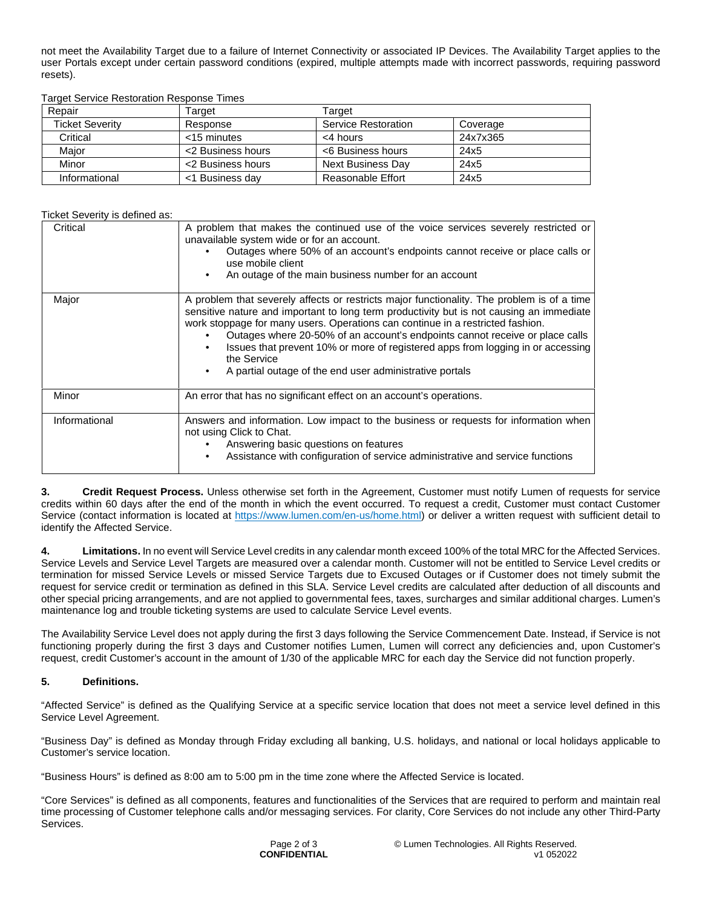not meet the Availability Target due to a failure of Internet Connectivity or associated IP Devices. The Availability Target applies to the user Portals except under certain password conditions (expired, multiple attempts made with incorrect passwords, requiring password resets).

Target Service Restoration Response Times

| Repair | Target | Target | |
|---|---|---|---|
| Ticket Severity | Response | Service Restoration | Coverage |
| Critical | <15 minutes | <4 hours | 24x7x365 |
| Major | <2 Business hours | <6 Business hours | 24x5 |
| Minor | <2 Business hours | Next Business Day | 24x5 |
| Informational | <1 Business day | Reasonable Effort | 24x5 |

Ticket Severity is defined as:

| | |
|---|---|
| Critical | A problem that makes the continued use of the voice services severely restricted or unavailable system wide or for an account.<br>• Outages where 50% of an account's endpoints cannot receive or place calls or use mobile client<br>• An outage of the main business number for an account |
| Major | A problem that severely affects or restricts major functionality. The problem is of a time sensitive nature and important to long term productivity but is not causing an immediate work stoppage for many users. Operations can continue in a restricted fashion.<br>• Outages where 20-50% of an account's endpoints cannot receive or place calls<br>• Issues that prevent 10% or more of registered apps from logging in or accessing the Service<br>• A partial outage of the end user administrative portals |
| Minor | An error that has no significant effect on an account's operations. |
| Informational | Answers and information. Low impact to the business or requests for information when not using Click to Chat.<br>• Answering basic questions on features<br>• Assistance with configuration of service administrative and service functions |

**3. Credit Request Process.** Unless otherwise set forth in the Agreement, Customer must notify Lumen of requests for service credits within 60 days after the end of the month in which the event occurred. To request a credit, Customer must contact Customer Service (contact information is located at https://www.lumen.com/en-us/home.html) or deliver a written request with sufficient detail to identify the Affected Service.

**4. Limitations.** In no event will Service Level credits in any calendar month exceed 100% of the total MRC for the Affected Services. Service Levels and Service Level Targets are measured over a calendar month. Customer will not be entitled to Service Level credits or termination for missed Service Levels or missed Service Targets due to Excused Outages or if Customer does not timely submit the request for service credit or termination as defined in this SLA. Service Level credits are calculated after deduction of all discounts and other special pricing arrangements, and are not applied to governmental fees, taxes, surcharges and similar additional charges. Lumen's maintenance log and trouble ticketing systems are used to calculate Service Level events.

The Availability Service Level does not apply during the first 3 days following the Service Commencement Date. Instead, if Service is not functioning properly during the first 3 days and Customer notifies Lumen, Lumen will correct any deficiencies and, upon Customer's request, credit Customer's account in the amount of 1/30 of the applicable MRC for each day the Service did not function properly.

**5. Definitions.**

"Affected Service" is defined as the Qualifying Service at a specific service location that does not meet a service level defined in this Service Level Agreement.

"Business Day" is defined as Monday through Friday excluding all banking, U.S. holidays, and national or local holidays applicable to Customer's service location.

"Business Hours" is defined as 8:00 am to 5:00 pm in the time zone where the Affected Service is located.

"Core Services" is defined as all components, features and functionalities of the Services that are required to perform and maintain real time processing of Customer telephone calls and/or messaging services. For clarity, Core Services do not include any other Third-Party Services.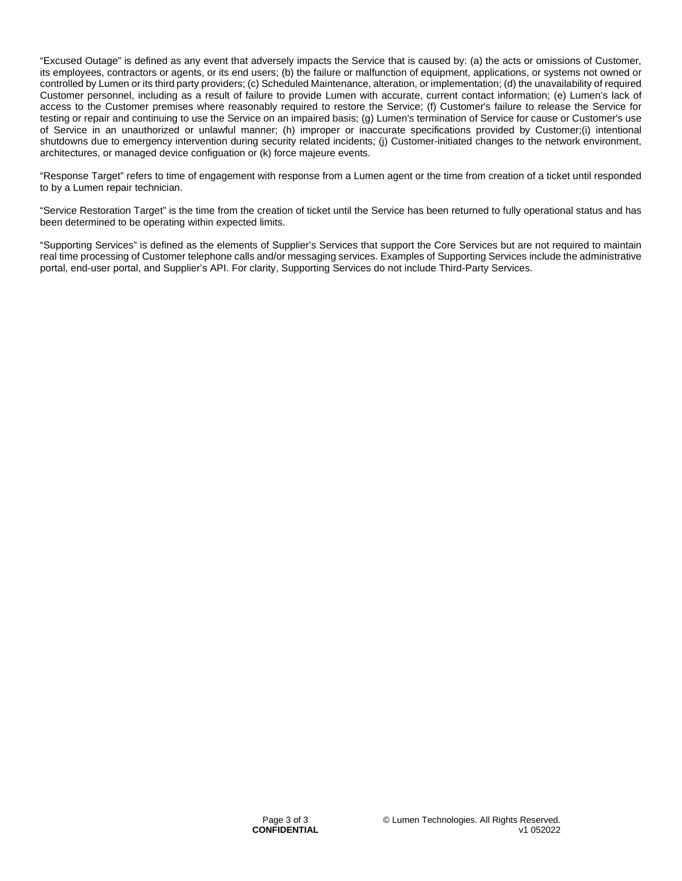"Excused Outage" is defined as any event that adversely impacts the Service that is caused by: (a) the acts or omissions of Customer, its employees, contractors or agents, or its end users; (b) the failure or malfunction of equipment, applications, or systems not owned or controlled by Lumen or its third party providers; (c) Scheduled Maintenance, alteration, or implementation; (d) the unavailability of required Customer personnel, including as a result of failure to provide Lumen with accurate, current contact information; (e) Lumen's lack of access to the Customer premises where reasonably required to restore the Service; (f) Customer's failure to release the Service for testing or repair and continuing to use the Service on an impaired basis; (g) Lumen's termination of Service for cause or Customer's use of Service in an unauthorized or unlawful manner; (h) improper or inaccurate specifications provided by Customer;(i) intentional shutdowns due to emergency intervention during security related incidents; (j) Customer-initiated changes to the network environment, architectures, or managed device configuation or (k) force majeure events.

"Response Target" refers to time of engagement with response from a Lumen agent or the time from creation of a ticket until responded to by a Lumen repair technician.

"Service Restoration Target" is the time from the creation of ticket until the Service has been returned to fully operational status and has been determined to be operating within expected limits.

"Supporting Services" is defined as the elements of Supplier's Services that support the Core Services but are not required to maintain real time processing of Customer telephone calls and/or messaging services. Examples of Supporting Services include the administrative portal, end-user portal, and Supplier's API. For clarity, Supporting Services do not include Third-Party Services.